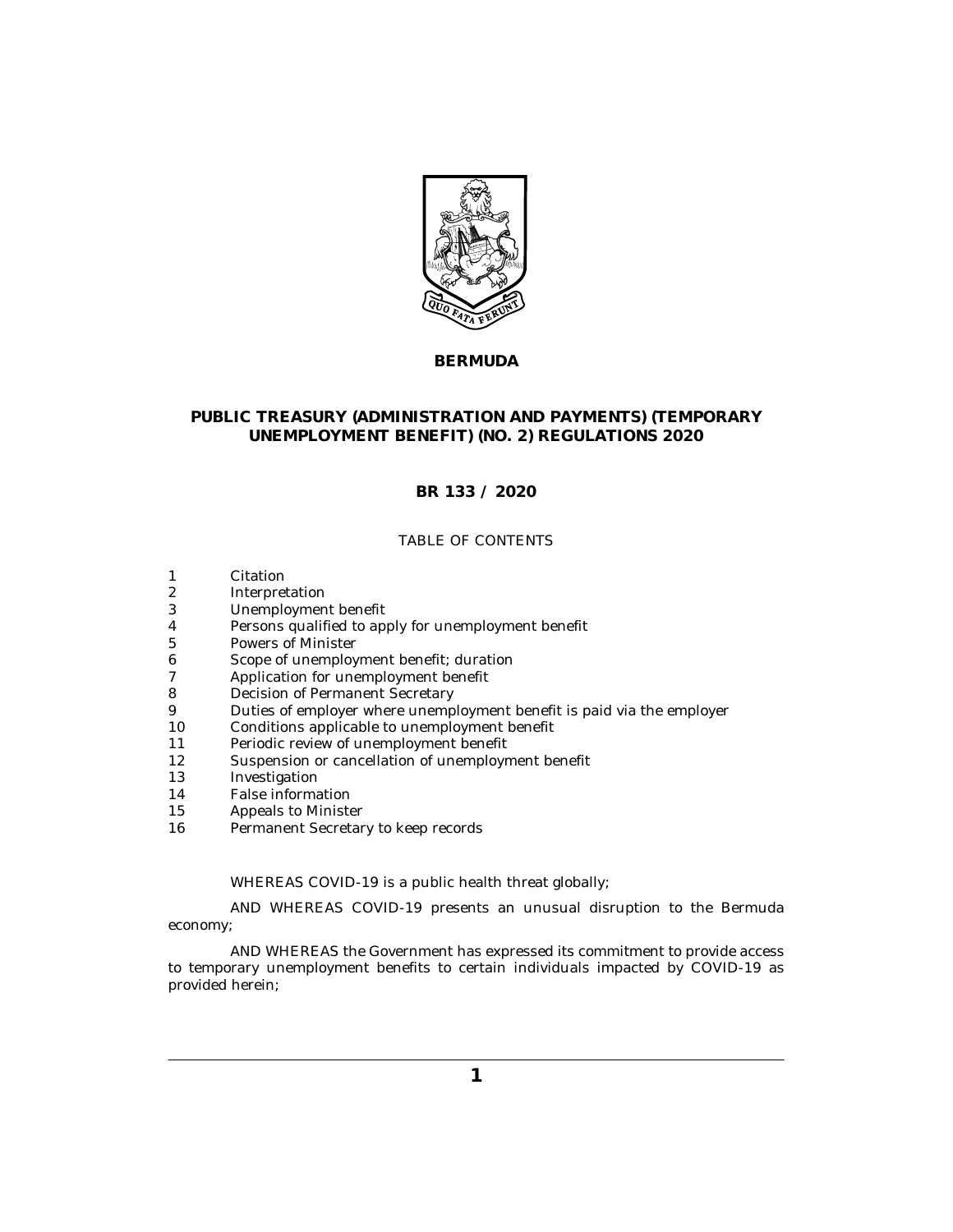**BERMUDA**

# PUBLIC TREASURY (ADMINISTRATION AND PAYMENTS) (TEMPORARY UNEMPLOYMENT BENEFIT) (NO. 2) REGULATIONS 2020

## BR 133 / 2020

TABLE OF CONTENTS

1 Citation
2 Interpretation
3 Unemployment benefit
4 Persons qualified to apply for unemployment benefit
5 Powers of Minister
6 Scope of unemployment benefit; duration
7 Application for unemployment benefit
8 Decision of Permanent Secretary
9 Duties of employer where unemployment benefit is paid via the employer
10 Conditions applicable to unemployment benefit
11 Periodic review of unemployment benefit
12 Suspension or cancellation of unemployment benefit
13 Investigation
14 False information
15 Appeals to Minister
16 Permanent Secretary to keep records

WHEREAS COVID-19 is a public health threat globally;

AND WHEREAS COVID-19 presents an unusual disruption to the Bermuda economy;

AND WHEREAS the Government has expressed its commitment to provide access to temporary unemployment benefits to certain individuals impacted by COVID-19 as provided herein;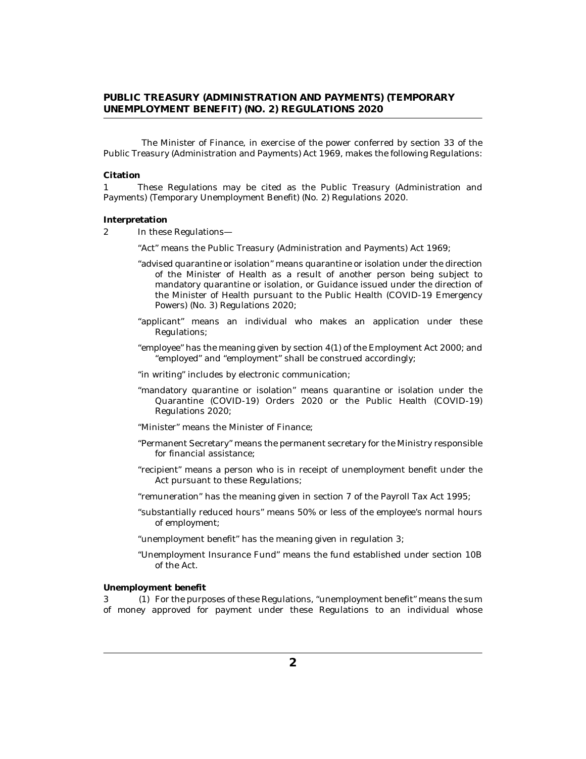# PUBLIC TREASURY (ADMINISTRATION AND PAYMENTS) (TEMPORARY UNEMPLOYMENT BENEFIT) (NO. 2) REGULATIONS 2020

The Minister of Finance, in exercise of the power conferred by section 33 of the Public Treasury (Administration and Payments) Act 1969, makes the following Regulations:

**Citation**

1 These Regulations may be cited as the Public Treasury (Administration and Payments) (Temporary Unemployment Benefit) (No. 2) Regulations 2020.

**Interpretation**

2 In these Regulations—

"Act" means the Public Treasury (Administration and Payments) Act 1969;

"advised quarantine or isolation" means quarantine or isolation under the direction of the Minister of Health as a result of another person being subject to mandatory quarantine or isolation, or Guidance issued under the direction of the Minister of Health pursuant to the Public Health (COVID-19 Emergency Powers) (No. 3) Regulations 2020;

"applicant" means an individual who makes an application under these Regulations;

"employee" has the meaning given by section 4(1) of the Employment Act 2000; and "employed" and "employment" shall be construed accordingly;

"in writing" includes by electronic communication;

"mandatory quarantine or isolation" means quarantine or isolation under the Quarantine (COVID-19) Orders 2020 or the Public Health (COVID-19) Regulations 2020;

"Minister" means the Minister of Finance;

"Permanent Secretary" means the permanent secretary for the Ministry responsible for financial assistance;

"recipient" means a person who is in receipt of unemployment benefit under the Act pursuant to these Regulations;

"remuneration" has the meaning given in section 7 of the Payroll Tax Act 1995;

"substantially reduced hours" means 50% or less of the employee's normal hours of employment;

"unemployment benefit" has the meaning given in regulation 3;

"Unemployment Insurance Fund" means the fund established under section 10B of the Act.

**Unemployment benefit**

3 (1) For the purposes of these Regulations, "unemployment benefit" means the sum of money approved for payment under these Regulations to an individual whose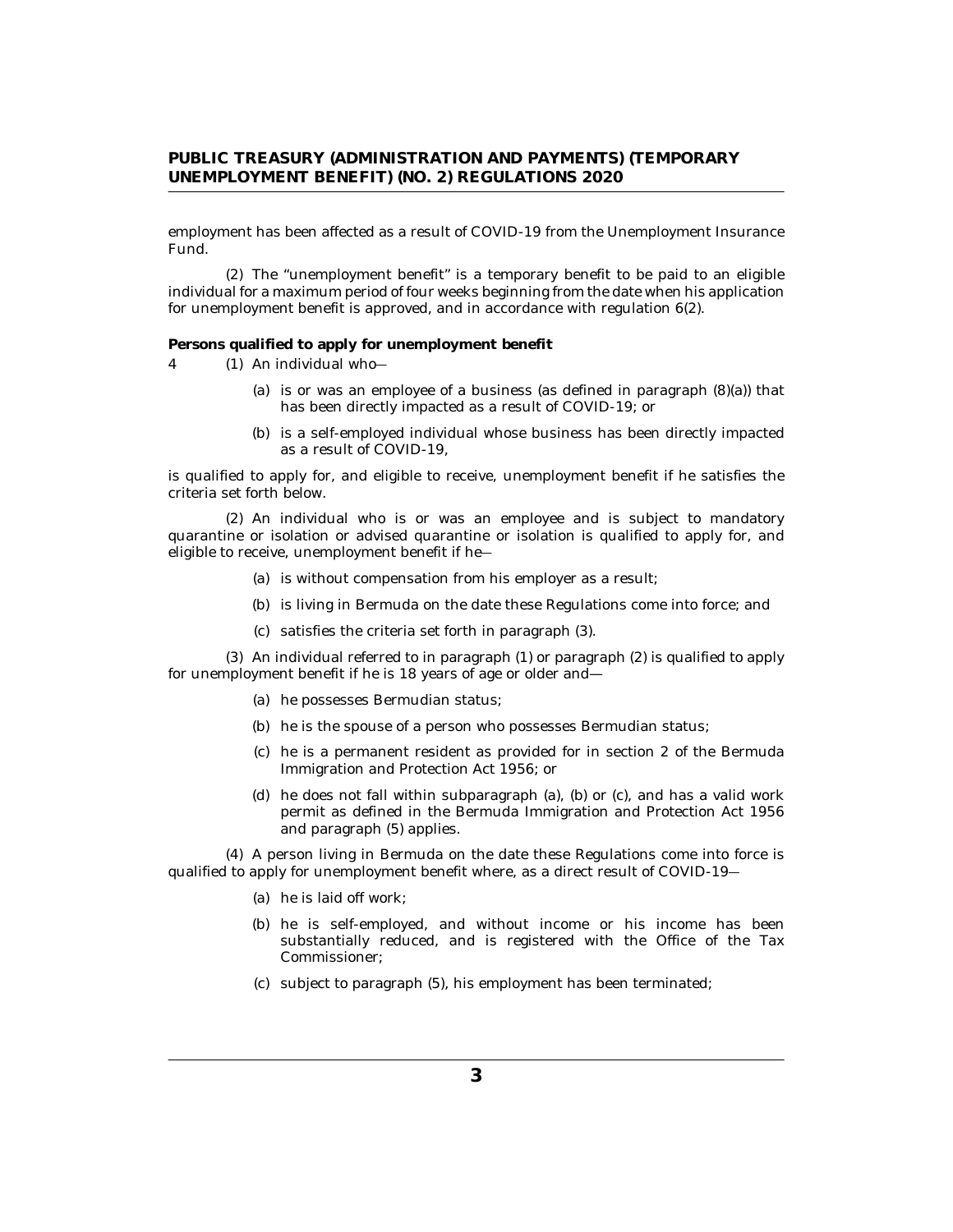employment has been affected as a result of COVID-19 from the Unemployment Insurance Fund.

(2) The "unemployment benefit" is a temporary benefit to be paid to an eligible individual for a maximum period of four weeks beginning from the date when his application for unemployment benefit is approved, and in accordance with regulation 6(2).

**Persons qualified to apply for unemployment benefit**

4 (1) An individual who—

(a) is or was an employee of a business (as defined in paragraph (8)(a)) that has been directly impacted as a result of COVID-19; or

(b) is a self-employed individual whose business has been directly impacted as a result of COVID-19,

is qualified to apply for, and eligible to receive, unemployment benefit if he satisfies the criteria set forth below.

(2) An individual who is or was an employee and is subject to mandatory quarantine or isolation or advised quarantine or isolation is qualified to apply for, and eligible to receive, unemployment benefit if he—

(a) is without compensation from his employer as a result;

(b) is living in Bermuda on the date these Regulations come into force; and

(c) satisfies the criteria set forth in paragraph (3).

(3) An individual referred to in paragraph (1) or paragraph (2) is qualified to apply for unemployment benefit if he is 18 years of age or older and—

(a) he possesses Bermudian status;

(b) he is the spouse of a person who possesses Bermudian status;

(c) he is a permanent resident as provided for in section 2 of the Bermuda Immigration and Protection Act 1956; or

(d) he does not fall within subparagraph (a), (b) or (c), and has a valid work permit as defined in the Bermuda Immigration and Protection Act 1956 and paragraph (5) applies.

(4) A person living in Bermuda on the date these Regulations come into force is qualified to apply for unemployment benefit where, as a direct result of COVID-19—

(a) he is laid off work;

(b) he is self-employed, and without income or his income has been substantially reduced, and is registered with the Office of the Tax Commissioner;

(c) subject to paragraph (5), his employment has been terminated;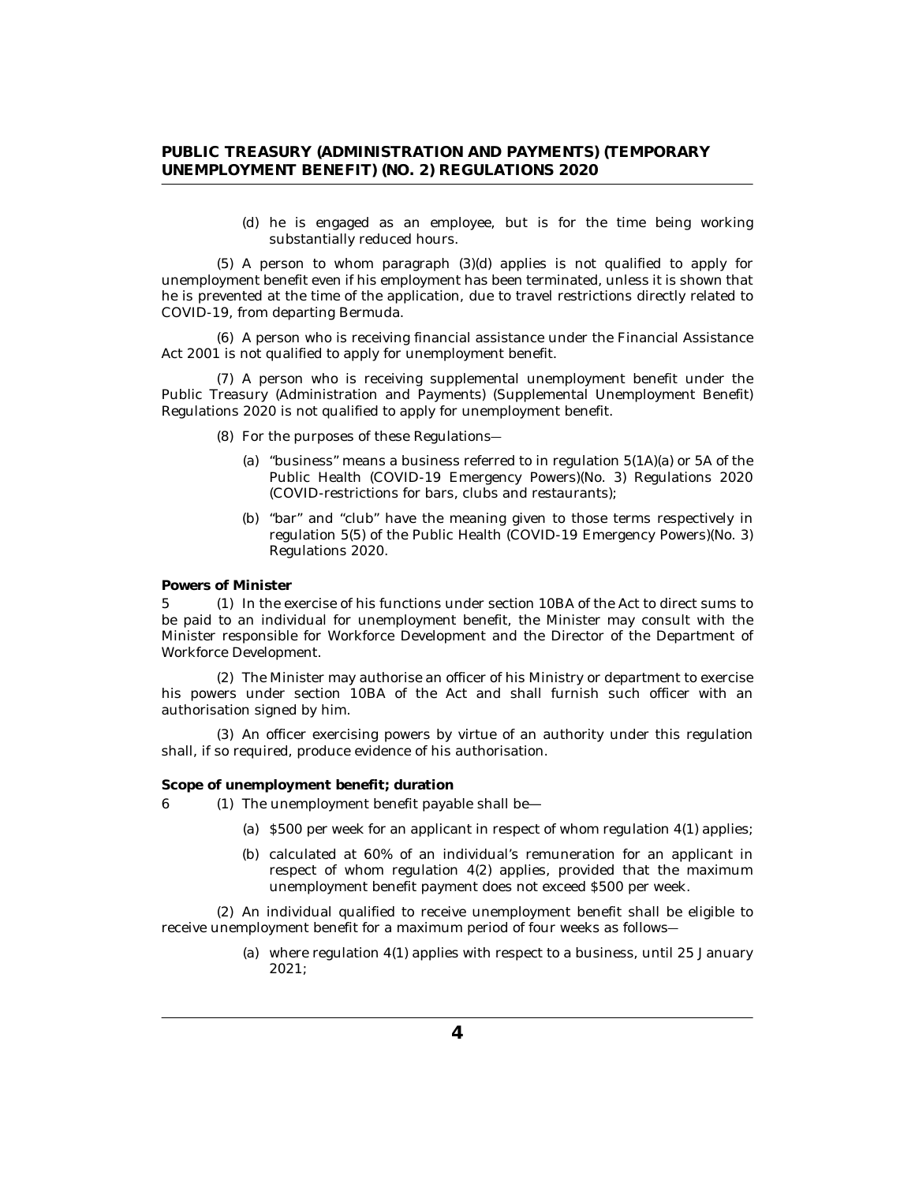(d) he is engaged as an employee, but is for the time being working substantially reduced hours.

(5) A person to whom paragraph (3)(d) applies is not qualified to apply for unemployment benefit even if his employment has been terminated, unless it is shown that he is prevented at the time of the application, due to travel restrictions directly related to COVID-19, from departing Bermuda.

(6) A person who is receiving financial assistance under the Financial Assistance Act 2001 is not qualified to apply for unemployment benefit.

(7) A person who is receiving supplemental unemployment benefit under the Public Treasury (Administration and Payments) (Supplemental Unemployment Benefit) Regulations 2020 is not qualified to apply for unemployment benefit.

(8) For the purposes of these Regulations—

(a) "business" means a business referred to in regulation 5(1A)(a) or 5A of the Public Health (COVID-19 Emergency Powers)(No. 3) Regulations 2020 (COVID-restrictions for bars, clubs and restaurants);

(b) "bar" and "club" have the meaning given to those terms respectively in regulation 5(5) of the Public Health (COVID-19 Emergency Powers)(No. 3) Regulations 2020.

**Powers of Minister**

5 (1) In the exercise of his functions under section 10BA of the Act to direct sums to be paid to an individual for unemployment benefit, the Minister may consult with the Minister responsible for Workforce Development and the Director of the Department of Workforce Development.

(2) The Minister may authorise an officer of his Ministry or department to exercise his powers under section 10BA of the Act and shall furnish such officer with an authorisation signed by him.

(3) An officer exercising powers by virtue of an authority under this regulation shall, if so required, produce evidence of his authorisation.

**Scope of unemployment benefit; duration**

6 (1) The unemployment benefit payable shall be—

(a) $500 per week for an applicant in respect of whom regulation 4(1) applies;

(b) calculated at 60% of an individual's remuneration for an applicant in respect of whom regulation 4(2) applies, provided that the maximum unemployment benefit payment does not exceed $500 per week.

(2) An individual qualified to receive unemployment benefit shall be eligible to receive unemployment benefit for a maximum period of four weeks as follows—

(a) where regulation 4(1) applies with respect to a business, until 25 January 2021;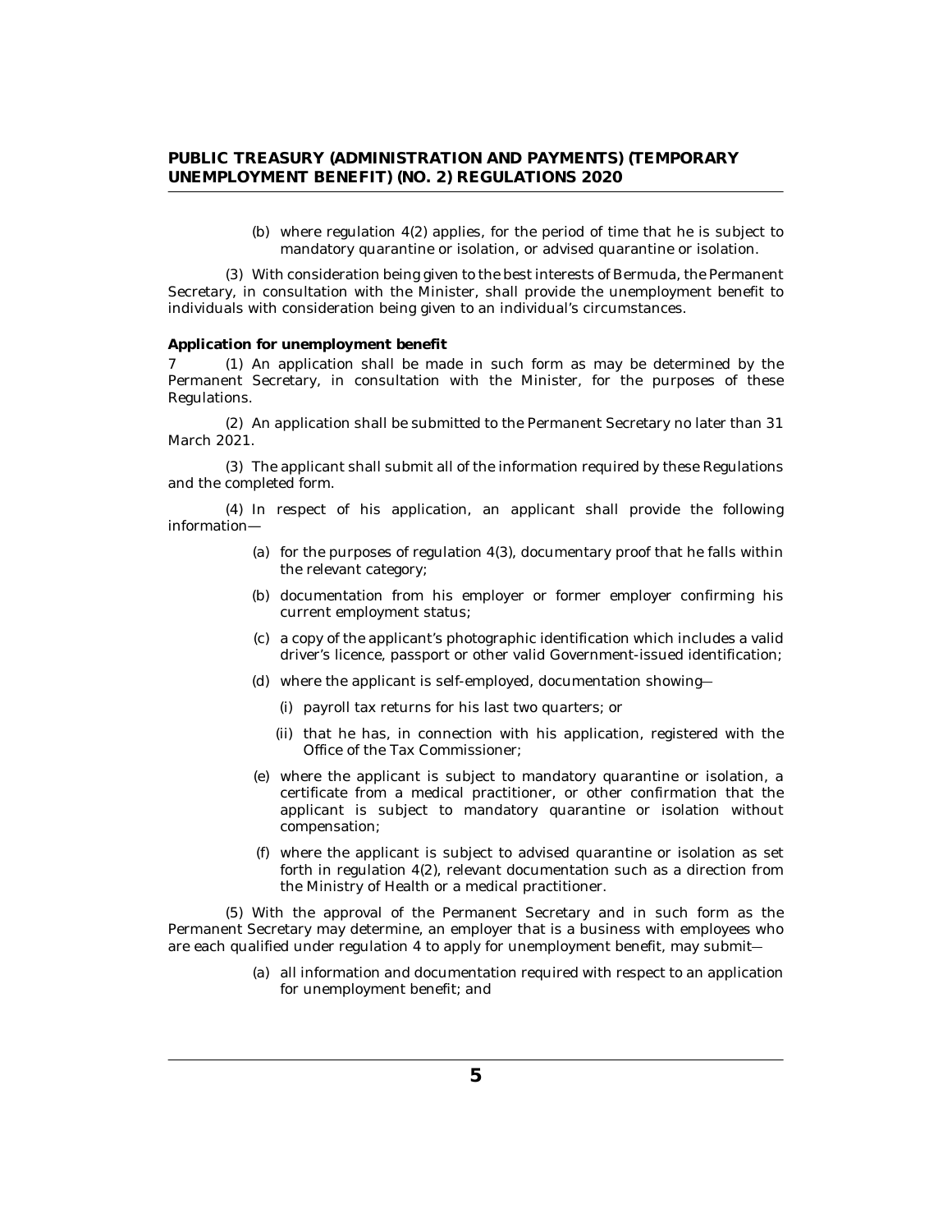(b) where regulation 4(2) applies, for the period of time that he is subject to mandatory quarantine or isolation, or advised quarantine or isolation.

(3) With consideration being given to the best interests of Bermuda, the Permanent Secretary, in consultation with the Minister, shall provide the unemployment benefit to individuals with consideration being given to an individual's circumstances.

**Application for unemployment benefit**

7 (1) An application shall be made in such form as may be determined by the Permanent Secretary, in consultation with the Minister, for the purposes of these Regulations.

(2) An application shall be submitted to the Permanent Secretary no later than 31 March 2021.

(3) The applicant shall submit all of the information required by these Regulations and the completed form.

(4) In respect of his application, an applicant shall provide the following information—

- (a) for the purposes of regulation 4(3), documentary proof that he falls within the relevant category;
- (b) documentation from his employer or former employer confirming his current employment status;
- (c) a copy of the applicant's photographic identification which includes a valid driver's licence, passport or other valid Government-issued identification;
- (d) where the applicant is self-employed, documentation showing—
  - (i) payroll tax returns for his last two quarters; or
  - (ii) that he has, in connection with his application, registered with the Office of the Tax Commissioner;
- (e) where the applicant is subject to mandatory quarantine or isolation, a certificate from a medical practitioner, or other confirmation that the applicant is subject to mandatory quarantine or isolation without compensation;
- (f) where the applicant is subject to advised quarantine or isolation as set forth in regulation 4(2), relevant documentation such as a direction from the Ministry of Health or a medical practitioner.

(5) With the approval of the Permanent Secretary and in such form as the Permanent Secretary may determine, an employer that is a business with employees who are each qualified under regulation 4 to apply for unemployment benefit, may submit—

- (a) all information and documentation required with respect to an application for unemployment benefit; and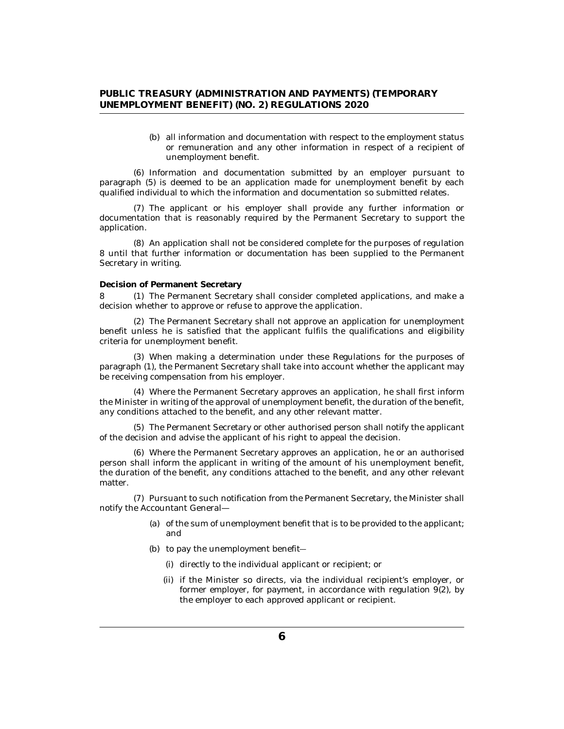(b) all information and documentation with respect to the employment status or remuneration and any other information in respect of a recipient of unemployment benefit.

(6) Information and documentation submitted by an employer pursuant to paragraph (5) is deemed to be an application made for unemployment benefit by each qualified individual to which the information and documentation so submitted relates.

(7) The applicant or his employer shall provide any further information or documentation that is reasonably required by the Permanent Secretary to support the application.

(8) An application shall not be considered complete for the purposes of regulation 8 until that further information or documentation has been supplied to the Permanent Secretary in writing.

**Decision of Permanent Secretary**

8 (1) The Permanent Secretary shall consider completed applications, and make a decision whether to approve or refuse to approve the application.

(2) The Permanent Secretary shall not approve an application for unemployment benefit unless he is satisfied that the applicant fulfils the qualifications and eligibility criteria for unemployment benefit.

(3) When making a determination under these Regulations for the purposes of paragraph (1), the Permanent Secretary shall take into account whether the applicant may be receiving compensation from his employer.

(4) Where the Permanent Secretary approves an application, he shall first inform the Minister in writing of the approval of unemployment benefit, the duration of the benefit, any conditions attached to the benefit, and any other relevant matter.

(5) The Permanent Secretary or other authorised person shall notify the applicant of the decision and advise the applicant of his right to appeal the decision.

(6) Where the Permanent Secretary approves an application, he or an authorised person shall inform the applicant in writing of the amount of his unemployment benefit, the duration of the benefit, any conditions attached to the benefit, and any other relevant matter.

(7) Pursuant to such notification from the Permanent Secretary, the Minister shall notify the Accountant General—

(a) of the sum of unemployment benefit that is to be provided to the applicant; and

(b) to pay the unemployment benefit—

(i) directly to the individual applicant or recipient; or

(ii) if the Minister so directs, via the individual recipient's employer, or former employer, for payment, in accordance with regulation 9(2), by the employer to each approved applicant or recipient.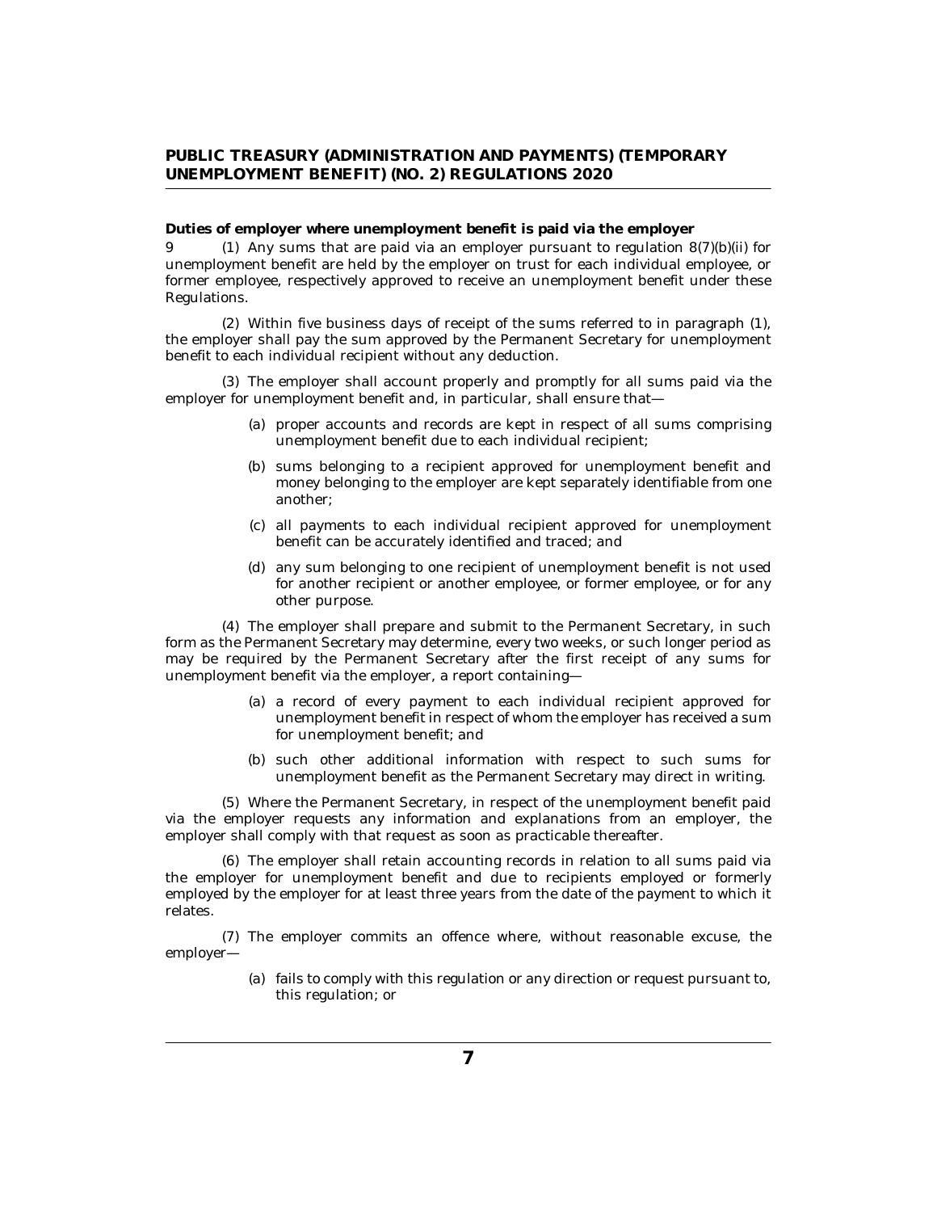**Duties of employer where unemployment benefit is paid via the employer**

9 (1) Any sums that are paid via an employer pursuant to regulation 8(7)(b)(ii) for unemployment benefit are held by the employer on trust for each individual employee, or former employee, respectively approved to receive an unemployment benefit under these Regulations.

(2) Within five business days of receipt of the sums referred to in paragraph (1), the employer shall pay the sum approved by the Permanent Secretary for unemployment benefit to each individual recipient without any deduction.

(3) The employer shall account properly and promptly for all sums paid via the employer for unemployment benefit and, in particular, shall ensure that—

- (a) proper accounts and records are kept in respect of all sums comprising unemployment benefit due to each individual recipient;
- (b) sums belonging to a recipient approved for unemployment benefit and money belonging to the employer are kept separately identifiable from one another;
- (c) all payments to each individual recipient approved for unemployment benefit can be accurately identified and traced; and
- (d) any sum belonging to one recipient of unemployment benefit is not used for another recipient or another employee, or former employee, or for any other purpose.

(4) The employer shall prepare and submit to the Permanent Secretary, in such form as the Permanent Secretary may determine, every two weeks, or such longer period as may be required by the Permanent Secretary after the first receipt of any sums for unemployment benefit via the employer, a report containing—

- (a) a record of every payment to each individual recipient approved for unemployment benefit in respect of whom the employer has received a sum for unemployment benefit; and
- (b) such other additional information with respect to such sums for unemployment benefit as the Permanent Secretary may direct in writing.

(5) Where the Permanent Secretary, in respect of the unemployment benefit paid via the employer requests any information and explanations from an employer, the employer shall comply with that request as soon as practicable thereafter.

(6) The employer shall retain accounting records in relation to all sums paid via the employer for unemployment benefit and due to recipients employed or formerly employed by the employer for at least three years from the date of the payment to which it relates.

(7) The employer commits an offence where, without reasonable excuse, the employer—

- (a) fails to comply with this regulation or any direction or request pursuant to, this regulation; or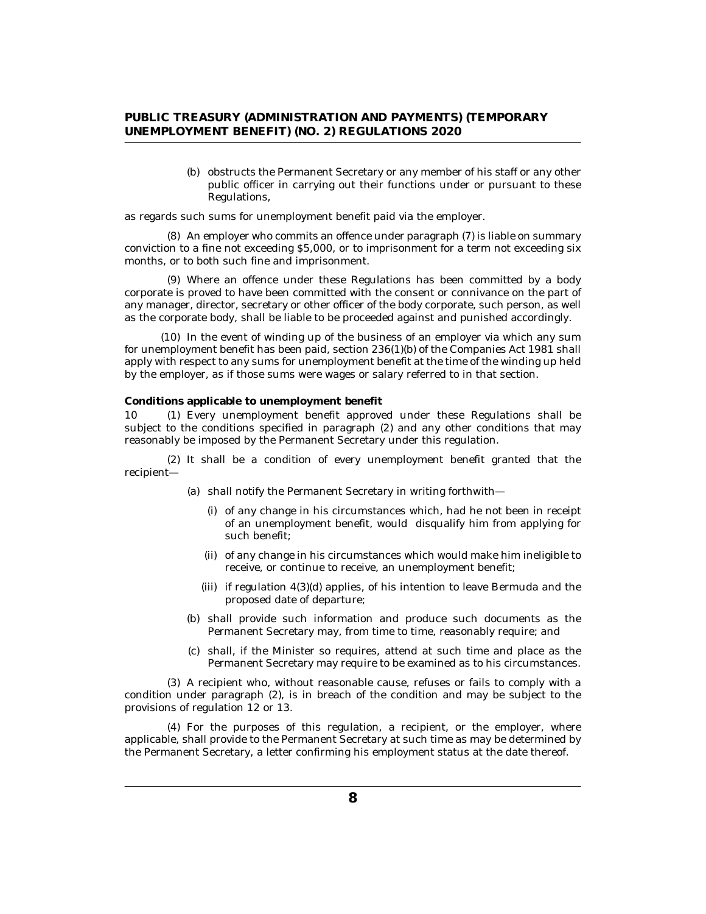(b) obstructs the Permanent Secretary or any member of his staff or any other public officer in carrying out their functions under or pursuant to these Regulations,

as regards such sums for unemployment benefit paid via the employer.

(8) An employer who commits an offence under paragraph (7) is liable on summary conviction to a fine not exceeding $5,000, or to imprisonment for a term not exceeding six months, or to both such fine and imprisonment.

(9) Where an offence under these Regulations has been committed by a body corporate is proved to have been committed with the consent or connivance on the part of any manager, director, secretary or other officer of the body corporate, such person, as well as the corporate body, shall be liable to be proceeded against and punished accordingly.

(10) In the event of winding up of the business of an employer via which any sum for unemployment benefit has been paid, section 236(1)(b) of the Companies Act 1981 shall apply with respect to any sums for unemployment benefit at the time of the winding up held by the employer, as if those sums were wages or salary referred to in that section.

**Conditions applicable to unemployment benefit**

10 (1) Every unemployment benefit approved under these Regulations shall be subject to the conditions specified in paragraph (2) and any other conditions that may reasonably be imposed by the Permanent Secretary under this regulation.

(2) It shall be a condition of every unemployment benefit granted that the recipient—

(a) shall notify the Permanent Secretary in writing forthwith—

(i) of any change in his circumstances which, had he not been in receipt of an unemployment benefit, would disqualify him from applying for such benefit;

(ii) of any change in his circumstances which would make him ineligible to receive, or continue to receive, an unemployment benefit;

(iii) if regulation 4(3)(d) applies, of his intention to leave Bermuda and the proposed date of departure;

(b) shall provide such information and produce such documents as the Permanent Secretary may, from time to time, reasonably require; and

(c) shall, if the Minister so requires, attend at such time and place as the Permanent Secretary may require to be examined as to his circumstances.

(3) A recipient who, without reasonable cause, refuses or fails to comply with a condition under paragraph (2), is in breach of the condition and may be subject to the provisions of regulation 12 or 13.

(4) For the purposes of this regulation, a recipient, or the employer, where applicable, shall provide to the Permanent Secretary at such time as may be determined by the Permanent Secretary, a letter confirming his employment status at the date thereof.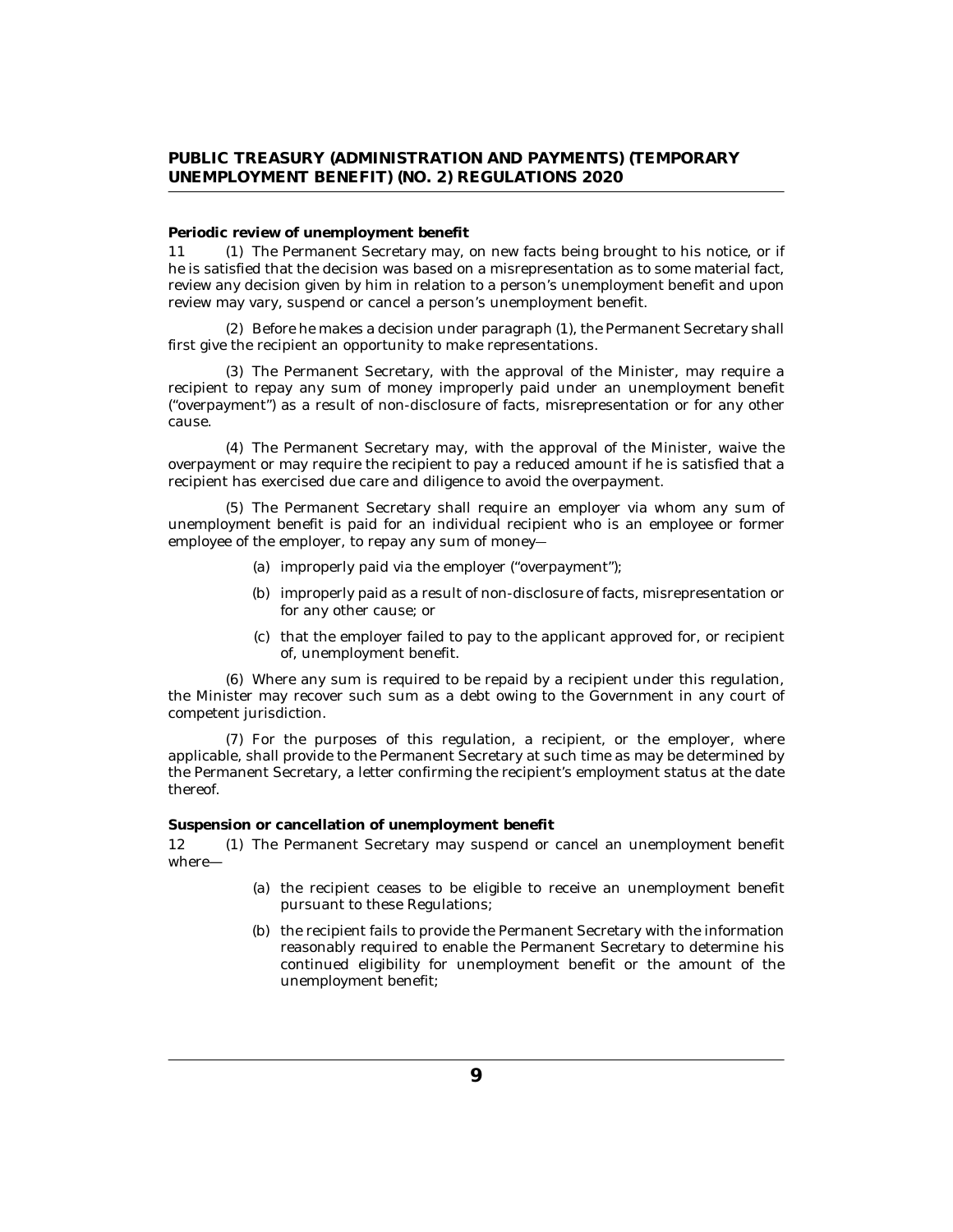**Periodic review of unemployment benefit**

11 (1) The Permanent Secretary may, on new facts being brought to his notice, or if he is satisfied that the decision was based on a misrepresentation as to some material fact, review any decision given by him in relation to a person's unemployment benefit and upon review may vary, suspend or cancel a person's unemployment benefit.

(2) Before he makes a decision under paragraph (1), the Permanent Secretary shall first give the recipient an opportunity to make representations.

(3) The Permanent Secretary, with the approval of the Minister, may require a recipient to repay any sum of money improperly paid under an unemployment benefit ("overpayment") as a result of non-disclosure of facts, misrepresentation or for any other cause.

(4) The Permanent Secretary may, with the approval of the Minister, waive the overpayment or may require the recipient to pay a reduced amount if he is satisfied that a recipient has exercised due care and diligence to avoid the overpayment.

(5) The Permanent Secretary shall require an employer via whom any sum of unemployment benefit is paid for an individual recipient who is an employee or former employee of the employer, to repay any sum of money—

(a) improperly paid via the employer ("overpayment");

(b) improperly paid as a result of non-disclosure of facts, misrepresentation or for any other cause; or

(c) that the employer failed to pay to the applicant approved for, or recipient of, unemployment benefit.

(6) Where any sum is required to be repaid by a recipient under this regulation, the Minister may recover such sum as a debt owing to the Government in any court of competent jurisdiction.

(7) For the purposes of this regulation, a recipient, or the employer, where applicable, shall provide to the Permanent Secretary at such time as may be determined by the Permanent Secretary, a letter confirming the recipient's employment status at the date thereof.

**Suspension or cancellation of unemployment benefit**

12 (1) The Permanent Secretary may suspend or cancel an unemployment benefit where—

(a) the recipient ceases to be eligible to receive an unemployment benefit pursuant to these Regulations;

(b) the recipient fails to provide the Permanent Secretary with the information reasonably required to enable the Permanent Secretary to determine his continued eligibility for unemployment benefit or the amount of the unemployment benefit;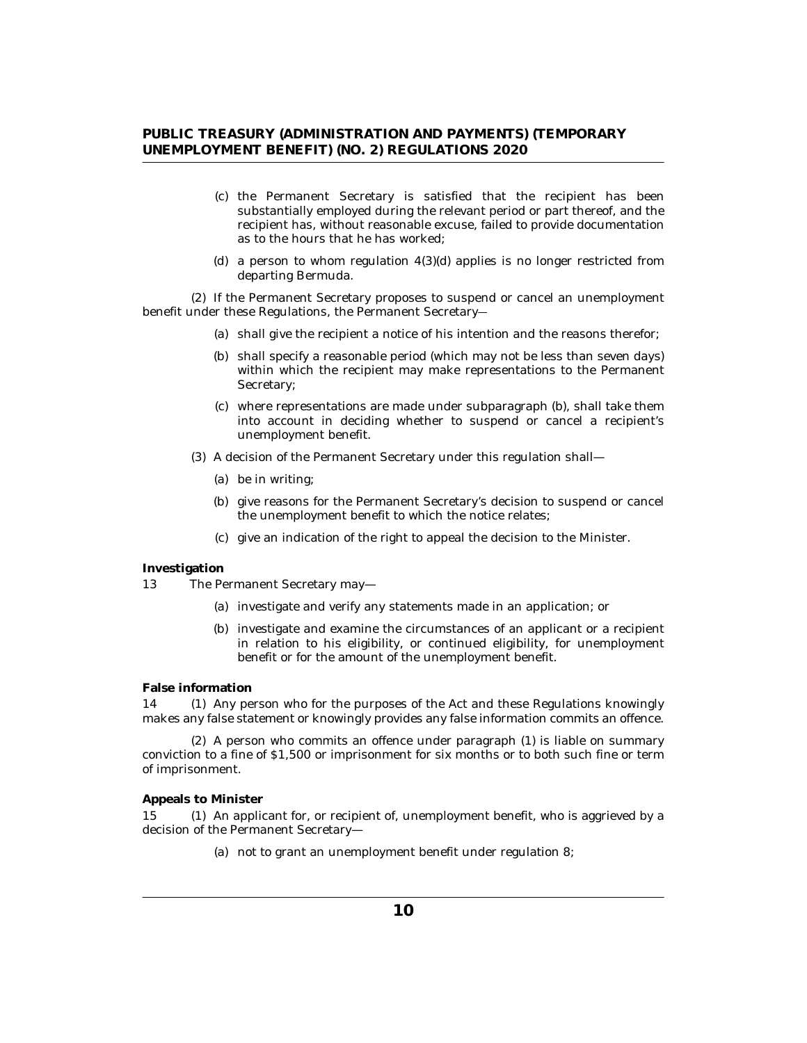(c) the Permanent Secretary is satisfied that the recipient has been substantially employed during the relevant period or part thereof, and the recipient has, without reasonable excuse, failed to provide documentation as to the hours that he has worked;

(d) a person to whom regulation 4(3)(d) applies is no longer restricted from departing Bermuda.

(2) If the Permanent Secretary proposes to suspend or cancel an unemployment benefit under these Regulations, the Permanent Secretary—

(a) shall give the recipient a notice of his intention and the reasons therefor;

(b) shall specify a reasonable period (which may not be less than seven days) within which the recipient may make representations to the Permanent Secretary;

(c) where representations are made under subparagraph (b), shall take them into account in deciding whether to suspend or cancel a recipient's unemployment benefit.

(3) A decision of the Permanent Secretary under this regulation shall—

(a) be in writing;

(b) give reasons for the Permanent Secretary's decision to suspend or cancel the unemployment benefit to which the notice relates;

(c) give an indication of the right to appeal the decision to the Minister.

**Investigation**

13 The Permanent Secretary may—

(a) investigate and verify any statements made in an application; or

(b) investigate and examine the circumstances of an applicant or a recipient in relation to his eligibility, or continued eligibility, for unemployment benefit or for the amount of the unemployment benefit.

**False information**

14 (1) Any person who for the purposes of the Act and these Regulations knowingly makes any false statement or knowingly provides any false information commits an offence.

(2) A person who commits an offence under paragraph (1) is liable on summary conviction to a fine of $1,500 or imprisonment for six months or to both such fine or term of imprisonment.

**Appeals to Minister**

15 (1) An applicant for, or recipient of, unemployment benefit, who is aggrieved by a decision of the Permanent Secretary—

(a) not to grant an unemployment benefit under regulation 8;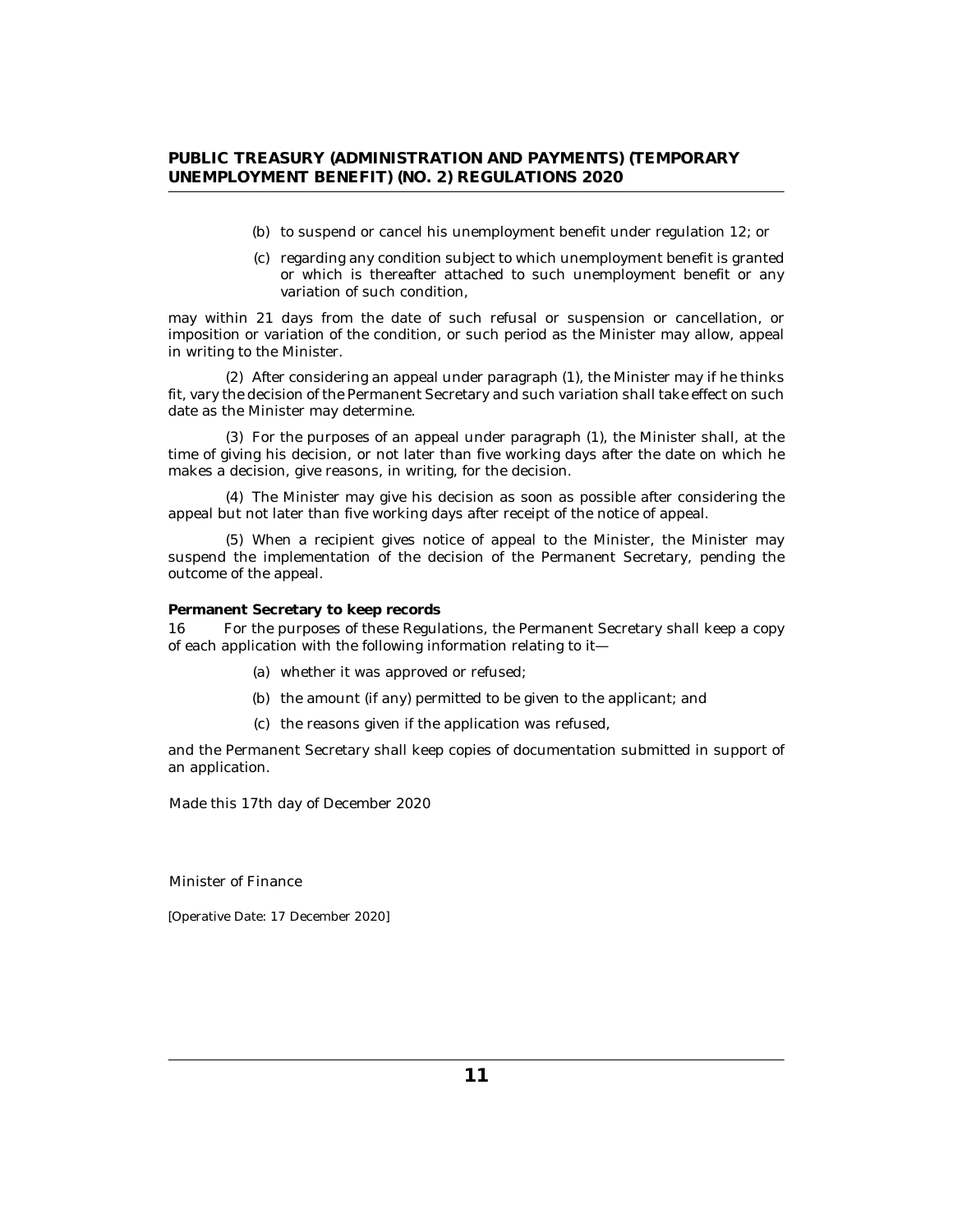(b) to suspend or cancel his unemployment benefit under regulation 12; or

(c) regarding any condition subject to which unemployment benefit is granted or which is thereafter attached to such unemployment benefit or any variation of such condition,

may within 21 days from the date of such refusal or suspension or cancellation, or imposition or variation of the condition, or such period as the Minister may allow, appeal in writing to the Minister.

(2) After considering an appeal under paragraph (1), the Minister may if he thinks fit, vary the decision of the Permanent Secretary and such variation shall take effect on such date as the Minister may determine.

(3) For the purposes of an appeal under paragraph (1), the Minister shall, at the time of giving his decision, or not later than five working days after the date on which he makes a decision, give reasons, in writing, for the decision.

(4) The Minister may give his decision as soon as possible after considering the appeal but not later than five working days after receipt of the notice of appeal.

(5) When a recipient gives notice of appeal to the Minister, the Minister may suspend the implementation of the decision of the Permanent Secretary, pending the outcome of the appeal.

**Permanent Secretary to keep records**

16 For the purposes of these Regulations, the Permanent Secretary shall keep a copy of each application with the following information relating to it—

(a) whether it was approved or refused;

(b) the amount (if any) permitted to be given to the applicant; and

(c) the reasons given if the application was refused,

and the Permanent Secretary shall keep copies of documentation submitted in support of an application.

Made this 17th day of December 2020

Minister of Finance

[Operative Date: 17 December 2020]